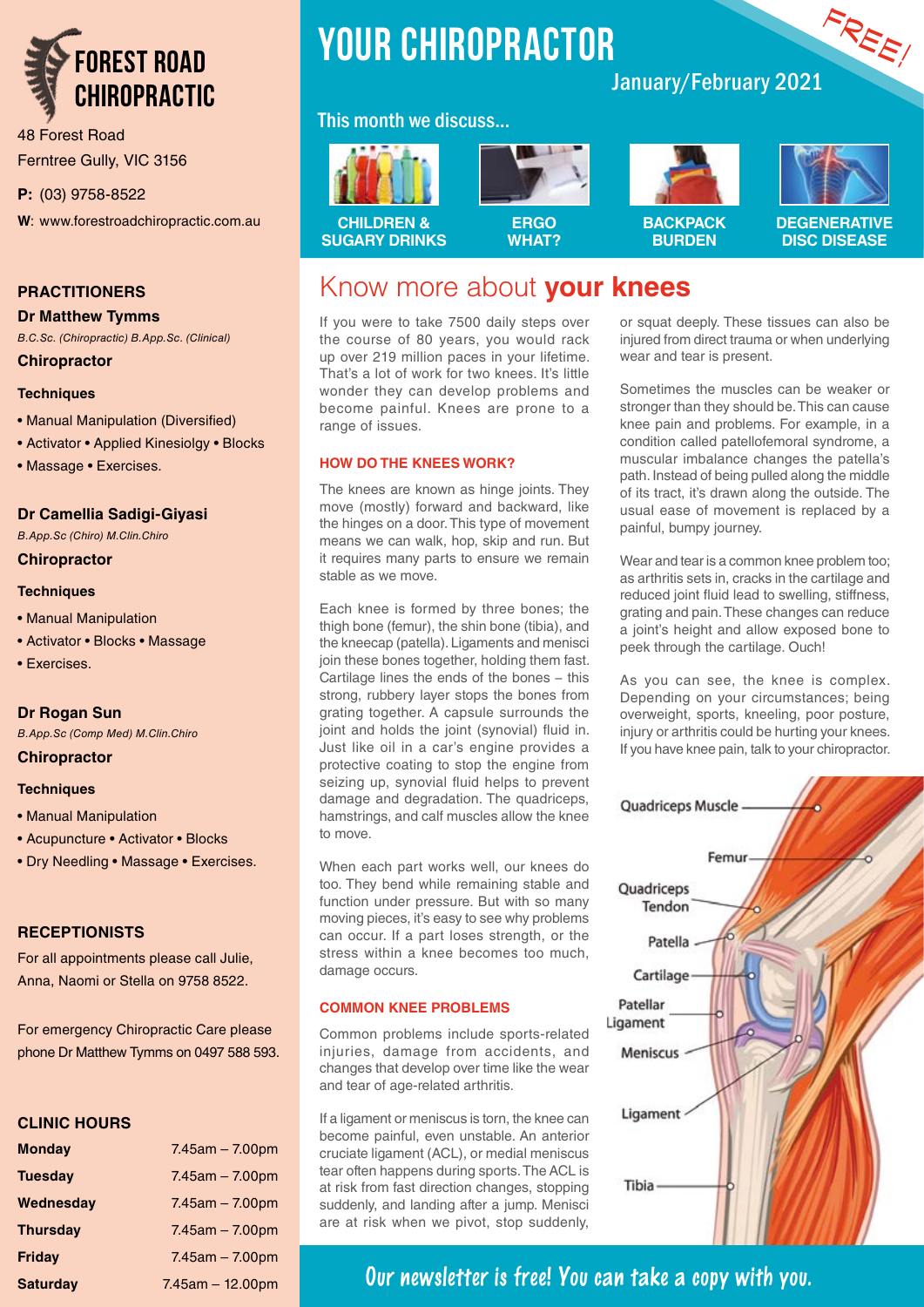# FOREST ROAD CHIROPRACTIC

48 Forest Road
Ferntree Gully, VIC 3156

**P:** (03) 9758-8522

**W**: www.forestroadchiropractic.com.au

## PRACTITIONERS

**Dr Matthew Tymms**
*B.C.Sc. (Chiropractic) B.App.Sc. (Clinical)*
**Chiropractor**

**Techniques**

- Manual Manipulation (Diversified)
- Activator • Applied Kinesiolgy • Blocks
- Massage • Exercises.

**Dr Camellia Sadigi-Giyasi**
*B.App.Sc (Chiro) M.Clin.Chiro*
**Chiropractor**

**Techniques**

- Manual Manipulation
- Activator • Blocks • Massage
- Exercises.

**Dr Rogan Sun**
*B.App.Sc (Comp Med) M.Clin.Chiro*
**Chiropractor**

**Techniques**

- Manual Manipulation
- Acupuncture • Activator • Blocks
- Dry Needling • Massage • Exercises.

## RECEPTIONISTS

For all appointments please call Julie, Anna, Naomi or Stella on 9758 8522.

For emergency Chiropractic Care please phone Dr Matthew Tymms on 0497 588 593.

## CLINIC HOURS

| Day | Hours |
|---|---|
| **Monday** | 7.45am – 7.00pm |
| **Tuesday** | 7.45am – 7.00pm |
| **Wednesday** | 7.45am – 7.00pm |
| **Thursday** | 7.45am – 7.00pm |
| **Friday** | 7.45am – 7.00pm |
| **Saturday** | 7.45am – 12.00pm |

# YOUR CHIROPRACTOR

January/February 2021

FREE!

This month we discuss...

- CHILDREN & SUGARY DRINKS
- ERGO WHAT?
- BACKPACK BURDEN
- DEGENERATIVE DISC DISEASE

## Know more about **your knees**

If you were to take 7500 daily steps over the course of 80 years, you would rack up over 219 million paces in your lifetime. That's a lot of work for two knees. It's little wonder they can develop problems and become painful. Knees are prone to a range of issues.

### HOW DO THE KNEES WORK?

The knees are known as hinge joints. They move (mostly) forward and backward, like the hinges on a door. This type of movement means we can walk, hop, skip and run. But it requires many parts to ensure we remain stable as we move.

Each knee is formed by three bones; the thigh bone (femur), the shin bone (tibia), and the kneecap (patella). Ligaments and menisci join these bones together, holding them fast. Cartilage lines the ends of the bones – this strong, rubbery layer stops the bones from grating together. A capsule surrounds the joint and holds the joint (synovial) fluid in. Just like oil in a car's engine provides a protective coating to stop the engine from seizing up, synovial fluid helps to prevent damage and degradation. The quadriceps, hamstrings, and calf muscles allow the knee to move.

When each part works well, our knees do too. They bend while remaining stable and function under pressure. But with so many moving pieces, it's easy to see why problems can occur. If a part loses strength, or the stress within a knee becomes too much, damage occurs.

### COMMON KNEE PROBLEMS

Common problems include sports-related injuries, damage from accidents, and changes that develop over time like the wear and tear of age-related arthritis.

If a ligament or meniscus is torn, the knee can become painful, even unstable. An anterior cruciate ligament (ACL), or medial meniscus tear often happens during sports. The ACL is at risk from fast direction changes, stopping suddenly, and landing after a jump. Menisci are at risk when we pivot, stop suddenly, or squat deeply. These tissues can also be injured from direct trauma or when underlying wear and tear is present.

Sometimes the muscles can be weaker or stronger than they should be. This can cause knee pain and problems. For example, in a condition called patellofemoral syndrome, a muscular imbalance changes the patella's path. Instead of being pulled along the middle of its tract, it's drawn along the outside. The usual ease of movement is replaced by a painful, bumpy journey.

Wear and tear is a common knee problem too; as arthritis sets in, cracks in the cartilage and reduced joint fluid lead to swelling, stiffness, grating and pain. These changes can reduce a joint's height and allow exposed bone to peek through the cartilage. Ouch!

As you can see, the knee is complex. Depending on your circumstances; being overweight, sports, kneeling, poor posture, injury or arthritis could be hurting your knees. If you have knee pain, talk to your chiropractor.

Quadriceps Muscle, Femur, Quadriceps Tendon, Patella, Cartilage, Patellar Ligament, Meniscus, Ligament, Tibia

Our newsletter is free! You can take a copy with you.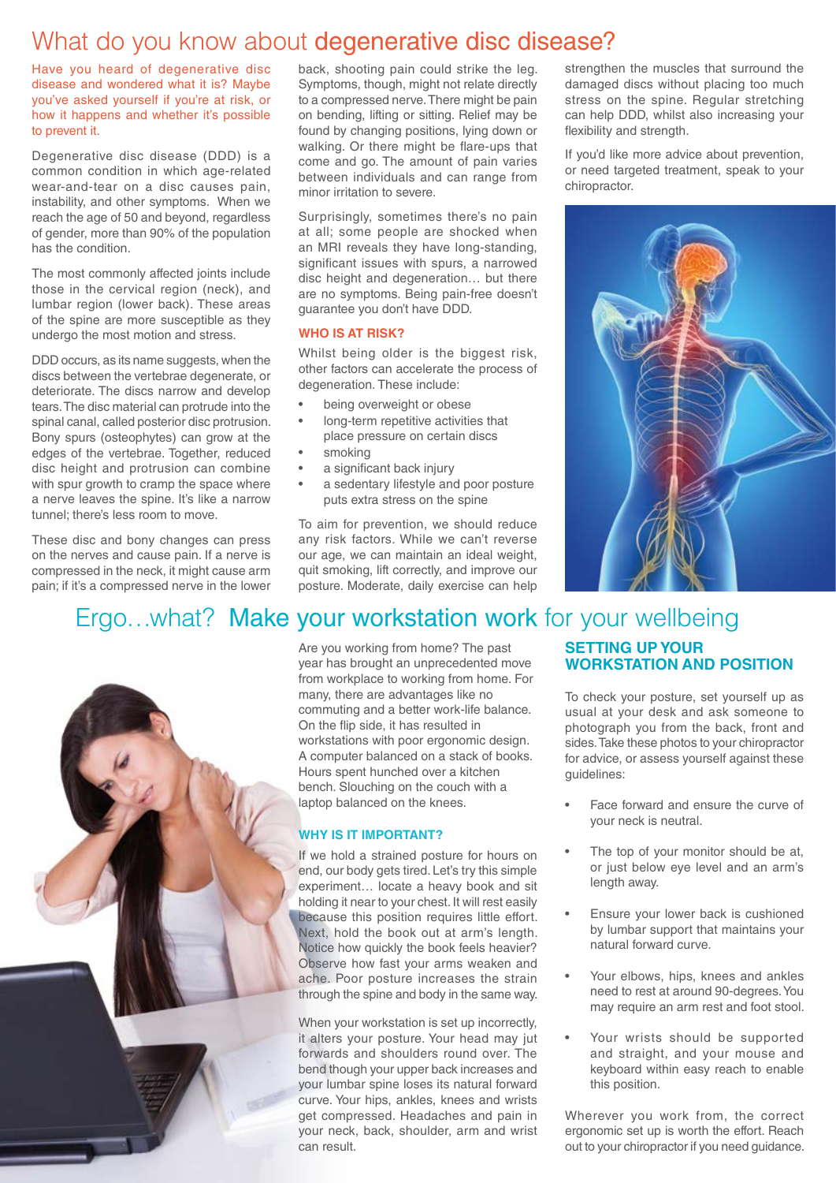# What do you know about degenerative disc disease?

Have you heard of degenerative disc disease and wondered what it is? Maybe you've asked yourself if you're at risk, or how it happens and whether it's possible to prevent it.

Degenerative disc disease (DDD) is a common condition in which age-related wear-and-tear on a disc causes pain, instability, and other symptoms. When we reach the age of 50 and beyond, regardless of gender, more than 90% of the population has the condition.

The most commonly affected joints include those in the cervical region (neck), and lumbar region (lower back). These areas of the spine are more susceptible as they undergo the most motion and stress.

DDD occurs, as its name suggests, when the discs between the vertebrae degenerate, or deteriorate. The discs narrow and develop tears. The disc material can protrude into the spinal canal, called posterior disc protrusion. Bony spurs (osteophytes) can grow at the edges of the vertebrae. Together, reduced disc height and protrusion can combine with spur growth to cramp the space where a nerve leaves the spine. It's like a narrow tunnel; there's less room to move.

These disc and bony changes can press on the nerves and cause pain. If a nerve is compressed in the neck, it might cause arm pain; if it's a compressed nerve in the lower back, shooting pain could strike the leg. Symptoms, though, might not relate directly to a compressed nerve. There might be pain on bending, lifting or sitting. Relief may be found by changing positions, lying down or walking. Or there might be flare-ups that come and go. The amount of pain varies between individuals and can range from minor irritation to severe.

Surprisingly, sometimes there's no pain at all; some people are shocked when an MRI reveals they have long-standing, significant issues with spurs, a narrowed disc height and degeneration… but there are no symptoms. Being pain-free doesn't guarantee you don't have DDD.

### WHO IS AT RISK?

Whilst being older is the biggest risk, other factors can accelerate the process of degeneration. These include:

- being overweight or obese
- long-term repetitive activities that place pressure on certain discs
- smoking
- a significant back injury
- a sedentary lifestyle and poor posture puts extra stress on the spine

To aim for prevention, we should reduce any risk factors. While we can't reverse our age, we can maintain an ideal weight, quit smoking, lift correctly, and improve our posture. Moderate, daily exercise can help strengthen the muscles that surround the damaged discs without placing too much stress on the spine. Regular stretching can help DDD, whilst also increasing your flexibility and strength.

If you'd like more advice about prevention, or need targeted treatment, speak to your chiropractor.

# Ergo…what? Make your workstation work for your wellbeing

Are you working from home? The past year has brought an unprecedented move from workplace to working from home. For many, there are advantages like no commuting and a better work-life balance. On the flip side, it has resulted in workstations with poor ergonomic design. A computer balanced on a stack of books. Hours spent hunched over a kitchen bench. Slouching on the couch with a laptop balanced on the knees.

### WHY IS IT IMPORTANT?

If we hold a strained posture for hours on end, our body gets tired. Let's try this simple experiment… locate a heavy book and sit holding it near to your chest. It will rest easily because this position requires little effort. Next, hold the book out at arm's length. Notice how quickly the book feels heavier? Observe how fast your arms weaken and ache. Poor posture increases the strain through the spine and body in the same way.

When your workstation is set up incorrectly, it alters your posture. Your head may jut forwards and shoulders round over. The bend though your upper back increases and your lumbar spine loses its natural forward curve. Your hips, ankles, knees and wrists get compressed. Headaches and pain in your neck, back, shoulder, arm and wrist can result.

### SETTING UP YOUR WORKSTATION AND POSITION

To check your posture, set yourself up as usual at your desk and ask someone to photograph you from the back, front and sides. Take these photos to your chiropractor for advice, or assess yourself against these guidelines:

- Face forward and ensure the curve of your neck is neutral.
- The top of your monitor should be at, or just below eye level and an arm's length away.
- Ensure your lower back is cushioned by lumbar support that maintains your natural forward curve.
- Your elbows, hips, knees and ankles need to rest at around 90-degrees. You may require an arm rest and foot stool.
- Your wrists should be supported and straight, and your mouse and keyboard within easy reach to enable this position.

Wherever you work from, the correct ergonomic set up is worth the effort. Reach out to your chiropractor if you need guidance.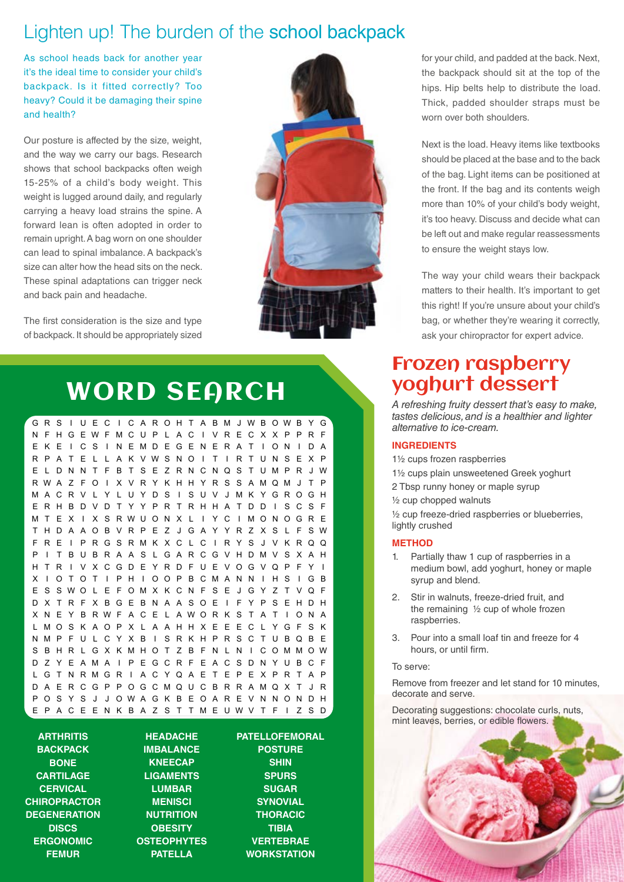# Lighten up! The burden of the school backpack

As school heads back for another year it's the ideal time to consider your child's backpack. Is it fitted correctly? Too heavy? Could it be damaging their spine and health?

Our posture is affected by the size, weight, and the way we carry our bags. Research shows that school backpacks often weigh 15-25% of a child's body weight. This weight is lugged around daily, and regularly carrying a heavy load strains the spine. A forward lean is often adopted in order to remain upright. A bag worn on one shoulder can lead to spinal imbalance. A backpack's size can alter how the head sits on the neck. These spinal adaptations can trigger neck and back pain and headache.

The first consideration is the size and type of backpack. It should be appropriately sized for your child, and padded at the back. Next, the backpack should sit at the top of the hips. Hip belts help to distribute the load. Thick, padded shoulder straps must be worn over both shoulders.

Next is the load. Heavy items like textbooks should be placed at the base and to the back of the bag. Light items can be positioned at the front. If the bag and its contents weigh more than 10% of your child's body weight, it's too heavy. Discuss and decide what can be left out and make regular reassessments to ensure the weight stays low.

The way your child wears their backpack matters to their health. It's important to get this right! If you're unsure about your child's bag, or whether they're wearing it correctly, ask your chiropractor for expert advice.

## WORD SEARCH

```
G R S I U E C I C A R O H T A B M J W B O W B Y G
N F H G E W F M C U P L A C I V R E C X X P P R F
E K E I C S I N E M D E G E N E R A T I O N I D A
R P A T E L L A K V W S N O I T I R T U N S E X P
E L D N N T F B T S E Z R N C N Q S T U M P R J W
R W A Z F O I X V R Y K H H Y R S S A M Q M J T P
M A C R V L Y L U Y D S I S U V J M K Y G R O G H
E R H B D V D T Y Y P R T R H H A T D D I S C S F
M T E X I X S R W U O N X L I Y C I M O N O G R E
T H D A A O B V R P E Z J G A Y Y R Z X S L F S W
F R E I P R G S R M K X C L C I R Y S J V K R Q Q
P I T B U B R A A S L G A R C G V H D M V S X A H
H T R I V X C G D E Y R D F U E V O G V Q P F Y I
X I O T O T I P H I O O P B C M A N N I H S I G B
E S S W O L E F O M X K C N F S E J G Y Z T V Q F
D X T R F X B G E B N A A S O E I F Y P S E H D H
X N E Y B R W F A C E L A W O R K S T A T I O N A
L M O S K A O P X L A A H H X E E E C L Y G F S K
N M P F U L C Y X B I S R K H P R S C T U B Q B E
S B H R L G X K M H O T Z B F N L N I C O M M O W
D Z Y E A M A I P E G C R F E A C S D N Y U B C F
L G T N R M G R I A C Y Q A E T E P E X P R T A P
D A E R C G P P O G C M Q U C B R R A M Q X T J R
P O S Y S J J O W A G K B E O A R E V N N O N D H
E P A C E E N K B A Z S T T M E U W V T F I Z S D
```

| | | |
|---|---|---|
| **ARTHRITIS** | **HEADACHE** | **PATELLOFEMORAL** |
| **BACKPACK** | **IMBALANCE** | **POSTURE** |
| **BONE** | **KNEECAP** | **SHIN** |
| **CARTILAGE** | **LIGAMENTS** | **SPURS** |
| **CERVICAL** | **LUMBAR** | **SUGAR** |
| **CHIROPRACTOR** | **MENISCI** | **SYNOVIAL** |
| **DEGENERATION** | **NUTRITION** | **THORACIC** |
| **DISCS** | **OBESITY** | **TIBIA** |
| **ERGONOMIC** | **OSTEOPHYTES** | **VERTEBRAE** |
| **FEMUR** | **PATELLA** | **WORKSTATION** |

## Frozen raspberry yoghurt dessert

*A refreshing fruity dessert that's easy to make, tastes delicious, and is a healthier and lighter alternative to ice-cream.*

### INGREDIENTS

- 1½ cups frozen raspberries
- 1½ cups plain unsweetened Greek yoghurt
- 2 Tbsp runny honey or maple syrup
- ½ cup chopped walnuts
- ½ cup freeze-dried raspberries or blueberries, lightly crushed

### METHOD

1. Partially thaw 1 cup of raspberries in a medium bowl, add yoghurt, honey or maple syrup and blend.
2. Stir in walnuts, freeze-dried fruit, and the remaining ½ cup of whole frozen raspberries.
3. Pour into a small loaf tin and freeze for 4 hours, or until firm.

To serve:

Remove from freezer and let stand for 10 minutes, decorate and serve.

Decorating suggestions: chocolate curls, nuts, mint leaves, berries, or edible flowers.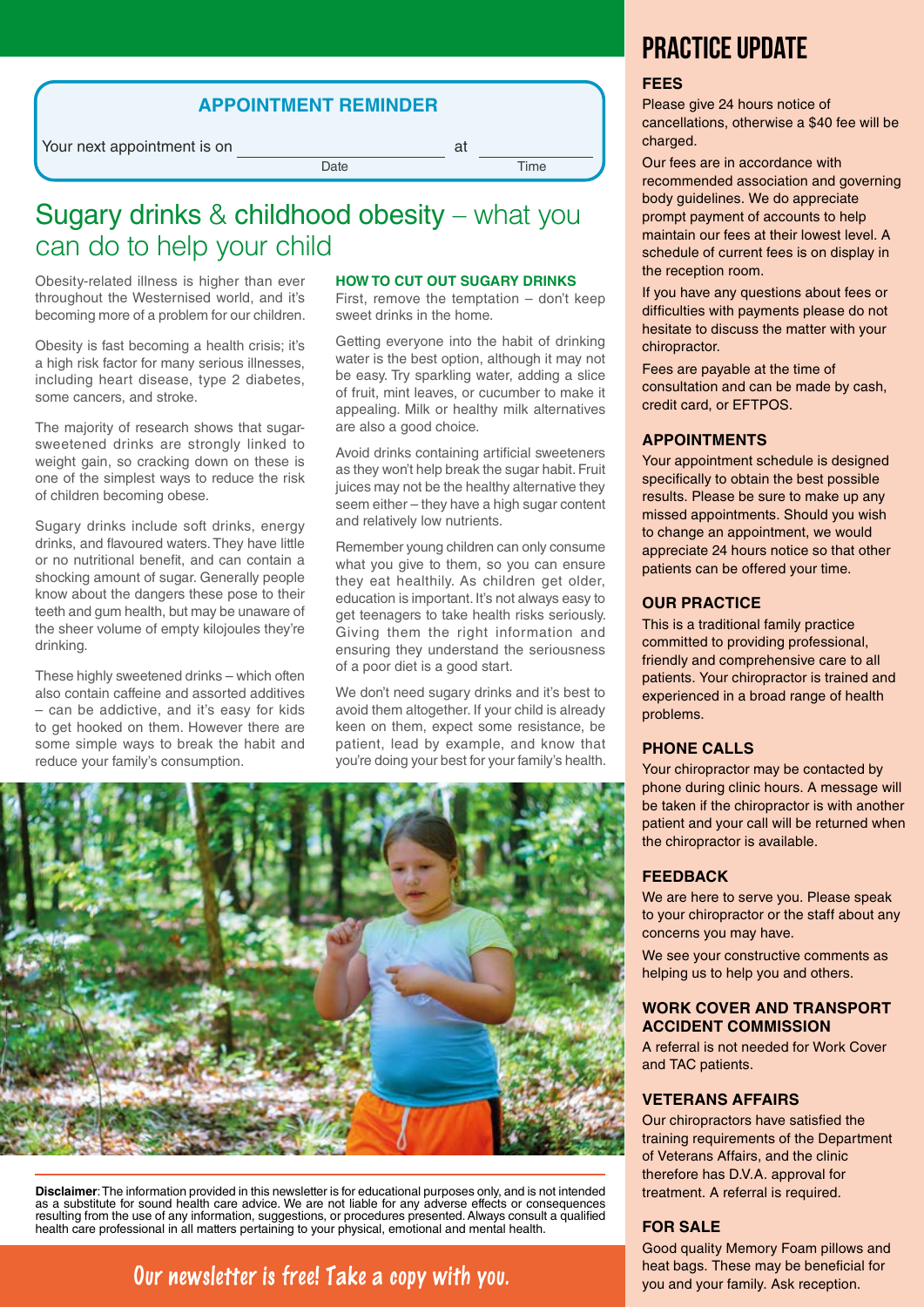## APPOINTMENT REMINDER

Your next appointment is on ______________________ at ____________

Date Time

# Sugary drinks & childhood obesity – what you can do to help your child

Obesity-related illness is higher than ever throughout the Westernised world, and it's becoming more of a problem for our children.

Obesity is fast becoming a health crisis; it's a high risk factor for many serious illnesses, including heart disease, type 2 diabetes, some cancers, and stroke.

The majority of research shows that sugar-sweetened drinks are strongly linked to weight gain, so cracking down on these is one of the simplest ways to reduce the risk of children becoming obese.

Sugary drinks include soft drinks, energy drinks, and flavoured waters. They have little or no nutritional benefit, and can contain a shocking amount of sugar. Generally people know about the dangers these pose to their teeth and gum health, but may be unaware of the sheer volume of empty kilojoules they're drinking.

These highly sweetened drinks – which often also contain caffeine and assorted additives – can be addictive, and it's easy for kids to get hooked on them. However there are some simple ways to break the habit and reduce your family's consumption.

### HOW TO CUT OUT SUGARY DRINKS

First, remove the temptation – don't keep sweet drinks in the home.

Getting everyone into the habit of drinking water is the best option, although it may not be easy. Try sparkling water, adding a slice of fruit, mint leaves, or cucumber to make it appealing. Milk or healthy milk alternatives are also a good choice.

Avoid drinks containing artificial sweeteners as they won't help break the sugar habit. Fruit juices may not be the healthy alternative they seem either – they have a high sugar content and relatively low nutrients.

Remember young children can only consume what you give to them, so you can ensure they eat healthily. As children get older, education is important. It's not always easy to get teenagers to take health risks seriously. Giving them the right information and ensuring they understand the seriousness of a poor diet is a good start.

We don't need sugary drinks and it's best to avoid them altogether. If your child is already keen on them, expect some resistance, be patient, lead by example, and know that you're doing your best for your family's health.

**Disclaimer**: The information provided in this newsletter is for educational purposes only, and is not intended as a substitute for sound health care advice. We are not liable for any adverse effects or consequences resulting from the use of any information, suggestions, or procedures presented. Always consult a qualified health care professional in all matters pertaining to your physical, emotional and mental health.

Our newsletter is free! Take a copy with you.

# PRACTICE UPDATE

### FEES

Please give 24 hours notice of cancellations, otherwise a $40 fee will be charged.

Our fees are in accordance with recommended association and governing body guidelines. We do appreciate prompt payment of accounts to help maintain our fees at their lowest level. A schedule of current fees is on display in the reception room.

If you have any questions about fees or difficulties with payments please do not hesitate to discuss the matter with your chiropractor.

Fees are payable at the time of consultation and can be made by cash, credit card, or EFTPOS.

### APPOINTMENTS

Your appointment schedule is designed specifically to obtain the best possible results. Please be sure to make up any missed appointments. Should you wish to change an appointment, we would appreciate 24 hours notice so that other patients can be offered your time.

### OUR PRACTICE

This is a traditional family practice committed to providing professional, friendly and comprehensive care to all patients. Your chiropractor is trained and experienced in a broad range of health problems.

### PHONE CALLS

Your chiropractor may be contacted by phone during clinic hours. A message will be taken if the chiropractor is with another patient and your call will be returned when the chiropractor is available.

### FEEDBACK

We are here to serve you. Please speak to your chiropractor or the staff about any concerns you may have.

We see your constructive comments as helping us to help you and others.

### WORK COVER AND TRANSPORT ACCIDENT COMMISSION

A referral is not needed for Work Cover and TAC patients.

### VETERANS AFFAIRS

Our chiropractors have satisfied the training requirements of the Department of Veterans Affairs, and the clinic therefore has D.V.A. approval for treatment. A referral is required.

### FOR SALE

Good quality Memory Foam pillows and heat bags. These may be beneficial for you and your family. Ask reception.